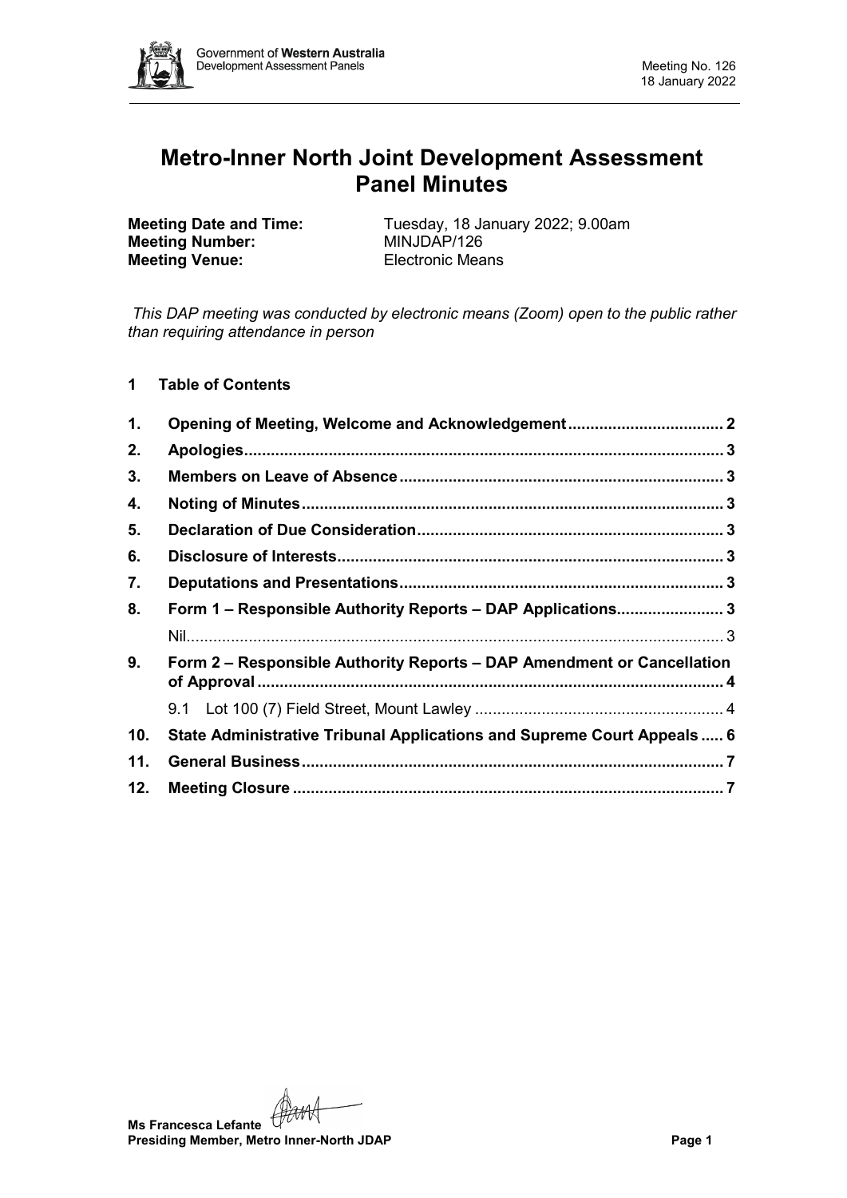# Metro-Inner North Joint Development Assessment Panel Minutes

**Meeting Date and Time:** Tuesday, 18 January 2022; 9.00am
**Meeting Number:** MINJDAP/126
**Meeting Venue:** Electronic Means

*This DAP meeting was conducted by electronic means (Zoom) open to the public rather than requiring attendance in person*

## 1 Table of Contents

| | | |
|---|---|---|
| **1.** | **Opening of Meeting, Welcome and Acknowledgement** | **2** |
| **2.** | **Apologies** | **3** |
| **3.** | **Members on Leave of Absence** | **3** |
| **4.** | **Noting of Minutes** | **3** |
| **5.** | **Declaration of Due Consideration** | **3** |
| **6.** | **Disclosure of Interests** | **3** |
| **7.** | **Deputations and Presentations** | **3** |
| **8.** | **Form 1 – Responsible Authority Reports – DAP Applications** | **3** |
| | Nil | 3 |
| **9.** | **Form 2 – Responsible Authority Reports – DAP Amendment or Cancellation of Approval** | **4** |
| | 9.1 Lot 100 (7) Field Street, Mount Lawley | 4 |
| **10.** | **State Administrative Tribunal Applications and Supreme Court Appeals** | **6** |
| **11.** | **General Business** | **7** |
| **12.** | **Meeting Closure** | **7** |

**Ms Francesca Lefante**
**Presiding Member, Metro Inner-North JDAP**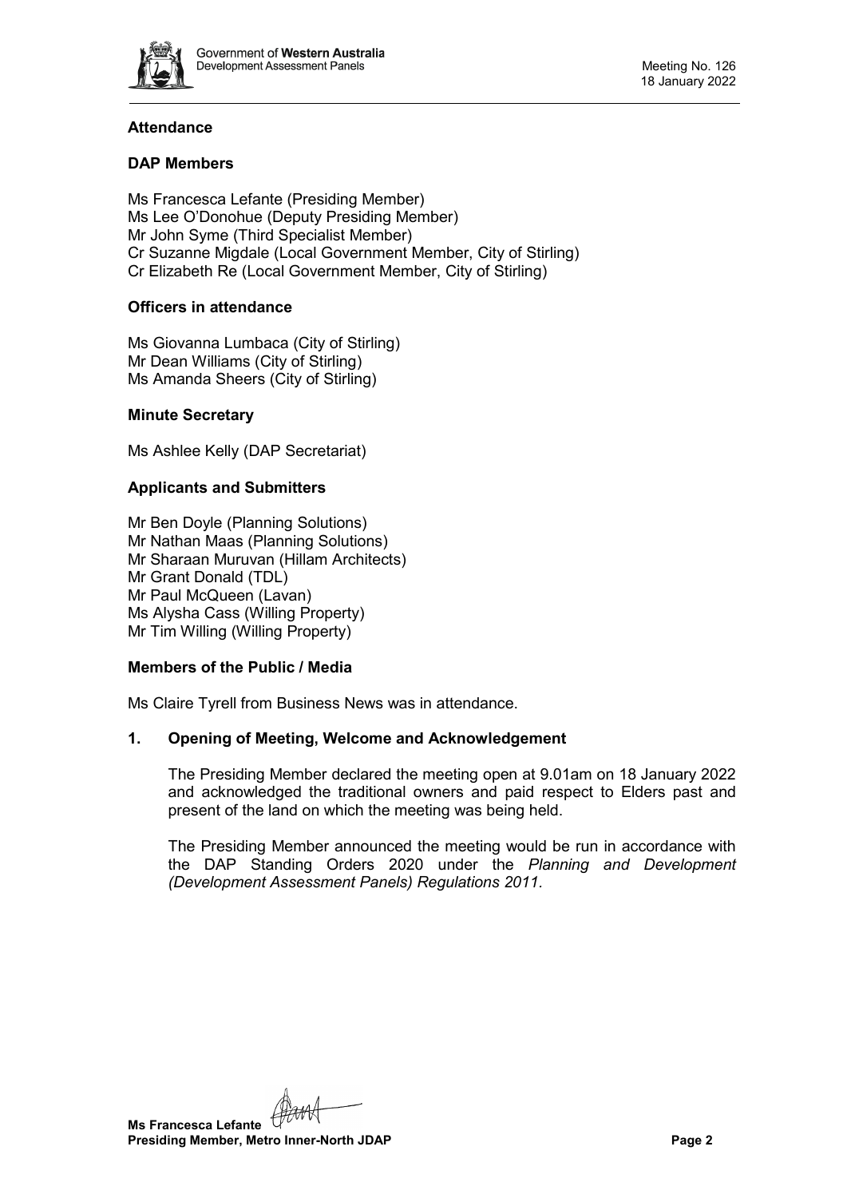## Attendance

### DAP Members

Ms Francesca Lefante (Presiding Member)
Ms Lee O'Donohue (Deputy Presiding Member)
Mr John Syme (Third Specialist Member)
Cr Suzanne Migdale (Local Government Member, City of Stirling)
Cr Elizabeth Re (Local Government Member, City of Stirling)

### Officers in attendance

Ms Giovanna Lumbaca (City of Stirling)
Mr Dean Williams (City of Stirling)
Ms Amanda Sheers (City of Stirling)

### Minute Secretary

Ms Ashlee Kelly (DAP Secretariat)

### Applicants and Submitters

Mr Ben Doyle (Planning Solutions)
Mr Nathan Maas (Planning Solutions)
Mr Sharaan Muruvan (Hillam Architects)
Mr Grant Donald (TDL)
Mr Paul McQueen (Lavan)
Ms Alysha Cass (Willing Property)
Mr Tim Willing (Willing Property)

### Members of the Public / Media

Ms Claire Tyrell from Business News was in attendance.

## 1. Opening of Meeting, Welcome and Acknowledgement

The Presiding Member declared the meeting open at 9.01am on 18 January 2022 and acknowledged the traditional owners and paid respect to Elders past and present of the land on which the meeting was being held.

The Presiding Member announced the meeting would be run in accordance with the DAP Standing Orders 2020 under the *Planning and Development (Development Assessment Panels) Regulations 2011*.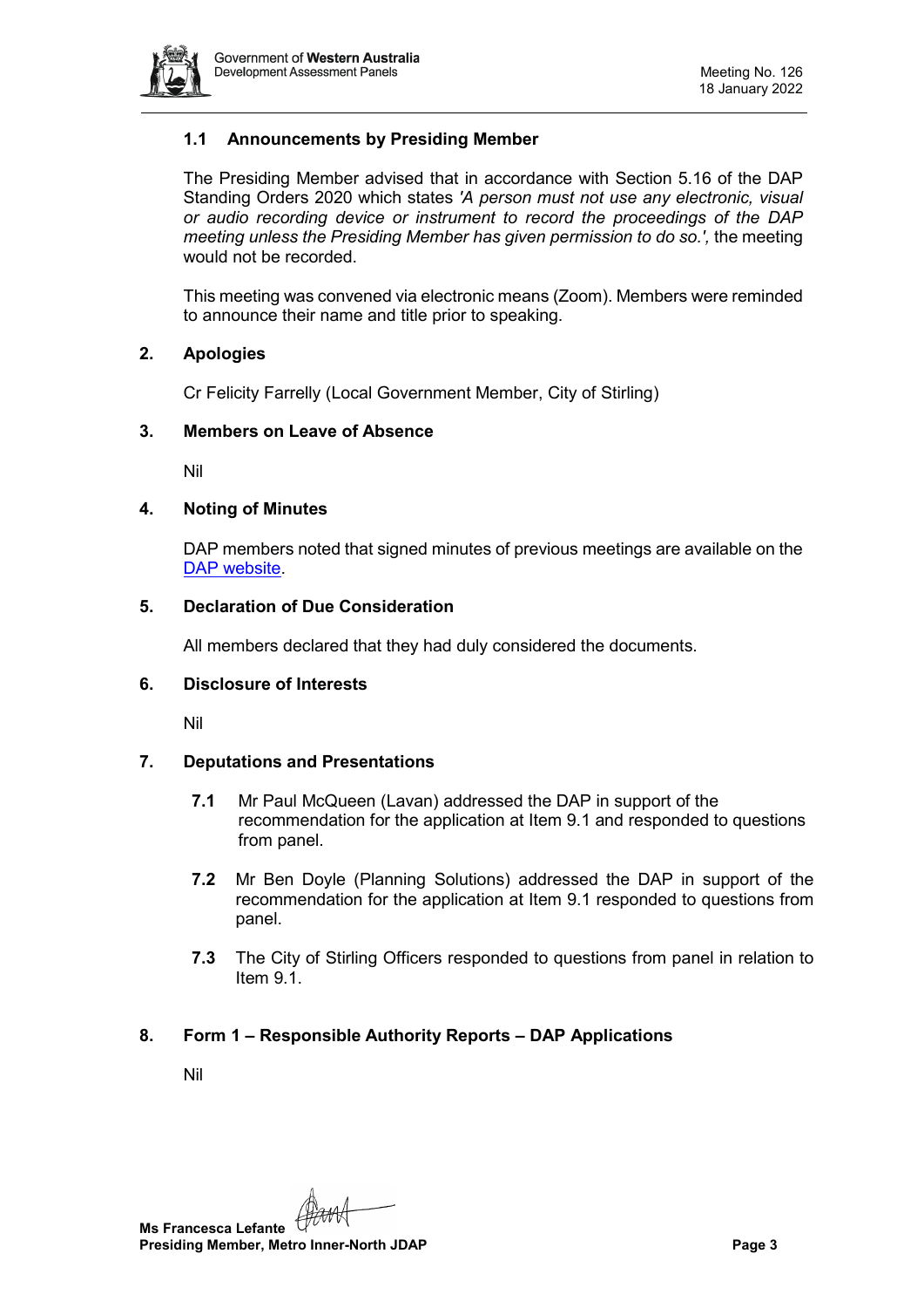### 1.1 Announcements by Presiding Member

The Presiding Member advised that in accordance with Section 5.16 of the DAP Standing Orders 2020 which states *'A person must not use any electronic, visual or audio recording device or instrument to record the proceedings of the DAP meeting unless the Presiding Member has given permission to do so.',* the meeting would not be recorded.

This meeting was convened via electronic means (Zoom). Members were reminded to announce their name and title prior to speaking.

## 2. Apologies

Cr Felicity Farrelly (Local Government Member, City of Stirling)

## 3. Members on Leave of Absence

Nil

## 4. Noting of Minutes

DAP members noted that signed minutes of previous meetings are available on the [DAP website](DAP website).

## 5. Declaration of Due Consideration

All members declared that they had duly considered the documents.

## 6. Disclosure of Interests

Nil

## 7. Deputations and Presentations

**7.1** Mr Paul McQueen (Lavan) addressed the DAP in support of the recommendation for the application at Item 9.1 and responded to questions from panel.

**7.2** Mr Ben Doyle (Planning Solutions) addressed the DAP in support of the recommendation for the application at Item 9.1 responded to questions from panel.

**7.3** The City of Stirling Officers responded to questions from panel in relation to Item 9.1.

## 8. Form 1 – Responsible Authority Reports – DAP Applications

Nil

**Ms Francesca Lefante**
**Presiding Member, Metro Inner-North JDAP**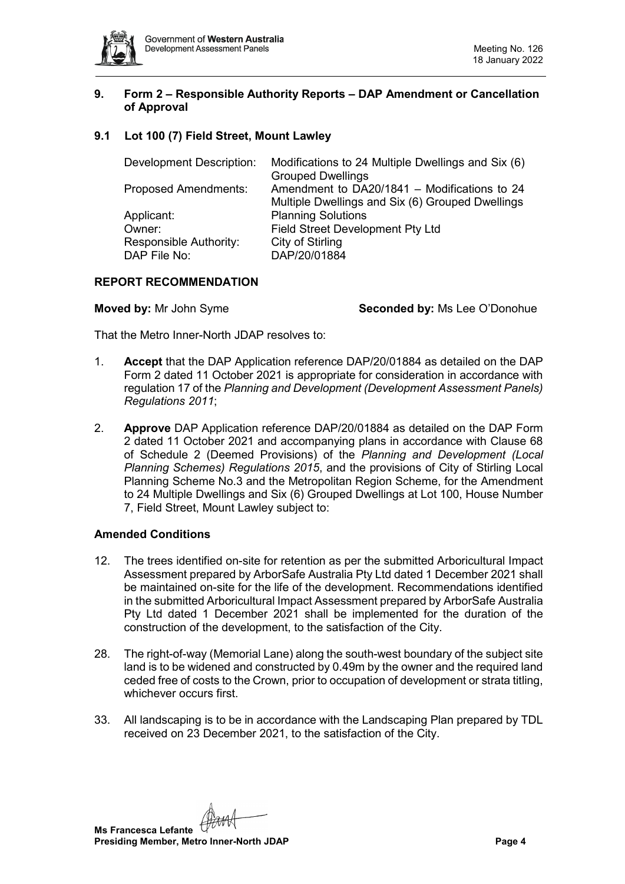## 9. Form 2 – Responsible Authority Reports – DAP Amendment or Cancellation of Approval

### 9.1 Lot 100 (7) Field Street, Mount Lawley

| | |
|---|---|
| Development Description: | Modifications to 24 Multiple Dwellings and Six (6) Grouped Dwellings |
| Proposed Amendments: | Amendment to DA20/1841 – Modifications to 24 Multiple Dwellings and Six (6) Grouped Dwellings |
| Applicant: | Planning Solutions |
| Owner: | Field Street Development Pty Ltd |
| Responsible Authority: | City of Stirling |
| DAP File No: | DAP/20/01884 |

### REPORT RECOMMENDATION

**Moved by:** Mr John Syme **Seconded by:** Ms Lee O'Donohue

That the Metro Inner-North JDAP resolves to:

1. **Accept** that the DAP Application reference DAP/20/01884 as detailed on the DAP Form 2 dated 11 October 2021 is appropriate for consideration in accordance with regulation 17 of the *Planning and Development (Development Assessment Panels) Regulations 2011*;

2. **Approve** DAP Application reference DAP/20/01884 as detailed on the DAP Form 2 dated 11 October 2021 and accompanying plans in accordance with Clause 68 of Schedule 2 (Deemed Provisions) of the *Planning and Development (Local Planning Schemes) Regulations 2015*, and the provisions of City of Stirling Local Planning Scheme No.3 and the Metropolitan Region Scheme, for the Amendment to 24 Multiple Dwellings and Six (6) Grouped Dwellings at Lot 100, House Number 7, Field Street, Mount Lawley subject to:

### Amended Conditions

12. The trees identified on-site for retention as per the submitted Arboricultural Impact Assessment prepared by ArborSafe Australia Pty Ltd dated 1 December 2021 shall be maintained on-site for the life of the development. Recommendations identified in the submitted Arboricultural Impact Assessment prepared by ArborSafe Australia Pty Ltd dated 1 December 2021 shall be implemented for the duration of the construction of the development, to the satisfaction of the City.

28. The right-of-way (Memorial Lane) along the south-west boundary of the subject site land is to be widened and constructed by 0.49m by the owner and the required land ceded free of costs to the Crown, prior to occupation of development or strata titling, whichever occurs first.

33. All landscaping is to be in accordance with the Landscaping Plan prepared by TDL received on 23 December 2021, to the satisfaction of the City.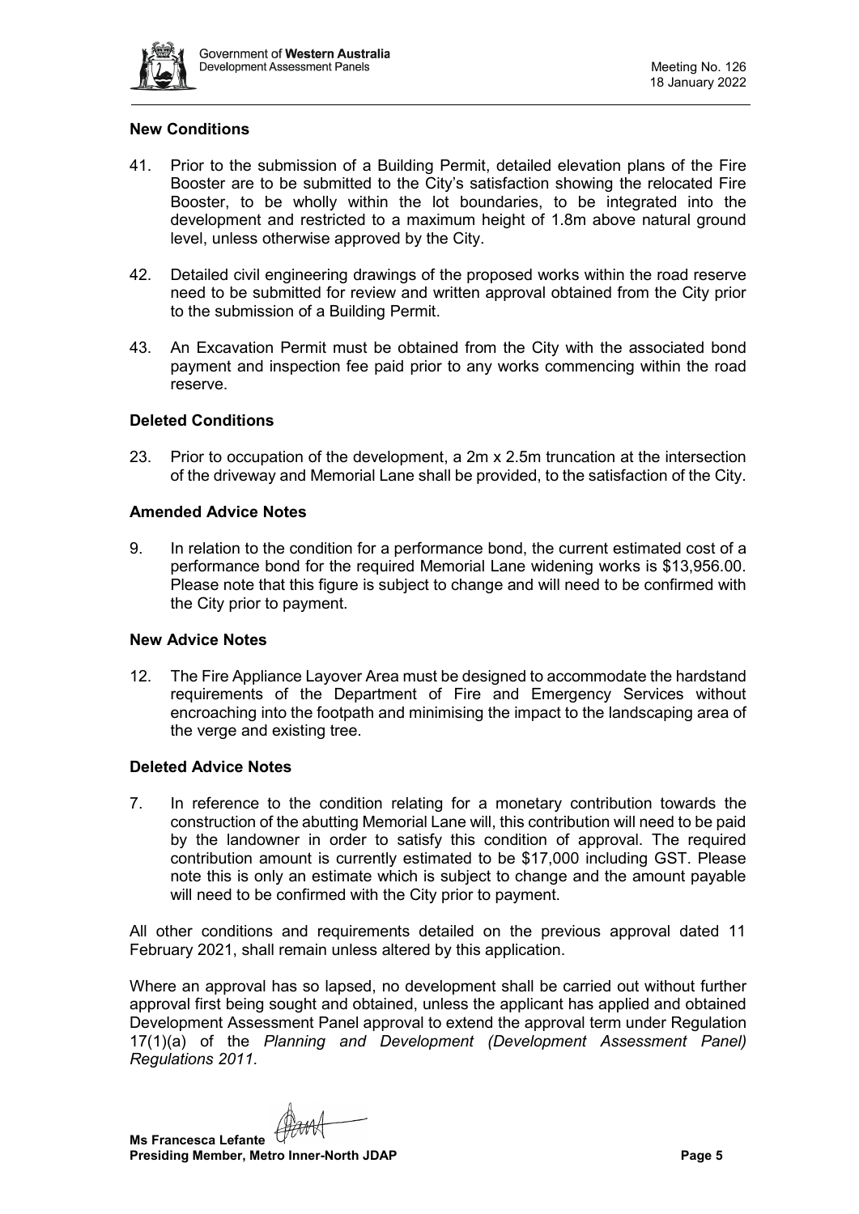**New Conditions**

41. Prior to the submission of a Building Permit, detailed elevation plans of the Fire Booster are to be submitted to the City's satisfaction showing the relocated Fire Booster, to be wholly within the lot boundaries, to be integrated into the development and restricted to a maximum height of 1.8m above natural ground level, unless otherwise approved by the City.

42. Detailed civil engineering drawings of the proposed works within the road reserve need to be submitted for review and written approval obtained from the City prior to the submission of a Building Permit.

43. An Excavation Permit must be obtained from the City with the associated bond payment and inspection fee paid prior to any works commencing within the road reserve.

**Deleted Conditions**

23. Prior to occupation of the development, a 2m x 2.5m truncation at the intersection of the driveway and Memorial Lane shall be provided, to the satisfaction of the City.

**Amended Advice Notes**

9. In relation to the condition for a performance bond, the current estimated cost of a performance bond for the required Memorial Lane widening works is $13,956.00. Please note that this figure is subject to change and will need to be confirmed with the City prior to payment.

**New Advice Notes**

12. The Fire Appliance Layover Area must be designed to accommodate the hardstand requirements of the Department of Fire and Emergency Services without encroaching into the footpath and minimising the impact to the landscaping area of the verge and existing tree.

**Deleted Advice Notes**

7. In reference to the condition relating for a monetary contribution towards the construction of the abutting Memorial Lane will, this contribution will need to be paid by the landowner in order to satisfy this condition of approval. The required contribution amount is currently estimated to be $17,000 including GST. Please note this is only an estimate which is subject to change and the amount payable will need to be confirmed with the City prior to payment.

All other conditions and requirements detailed on the previous approval dated 11 February 2021, shall remain unless altered by this application.

Where an approval has so lapsed, no development shall be carried out without further approval first being sought and obtained, unless the applicant has applied and obtained Development Assessment Panel approval to extend the approval term under Regulation 17(1)(a) of the *Planning and Development (Development Assessment Panel) Regulations 2011*.

**Ms Francesca Lefante**
**Presiding Member, Metro Inner-North JDAP**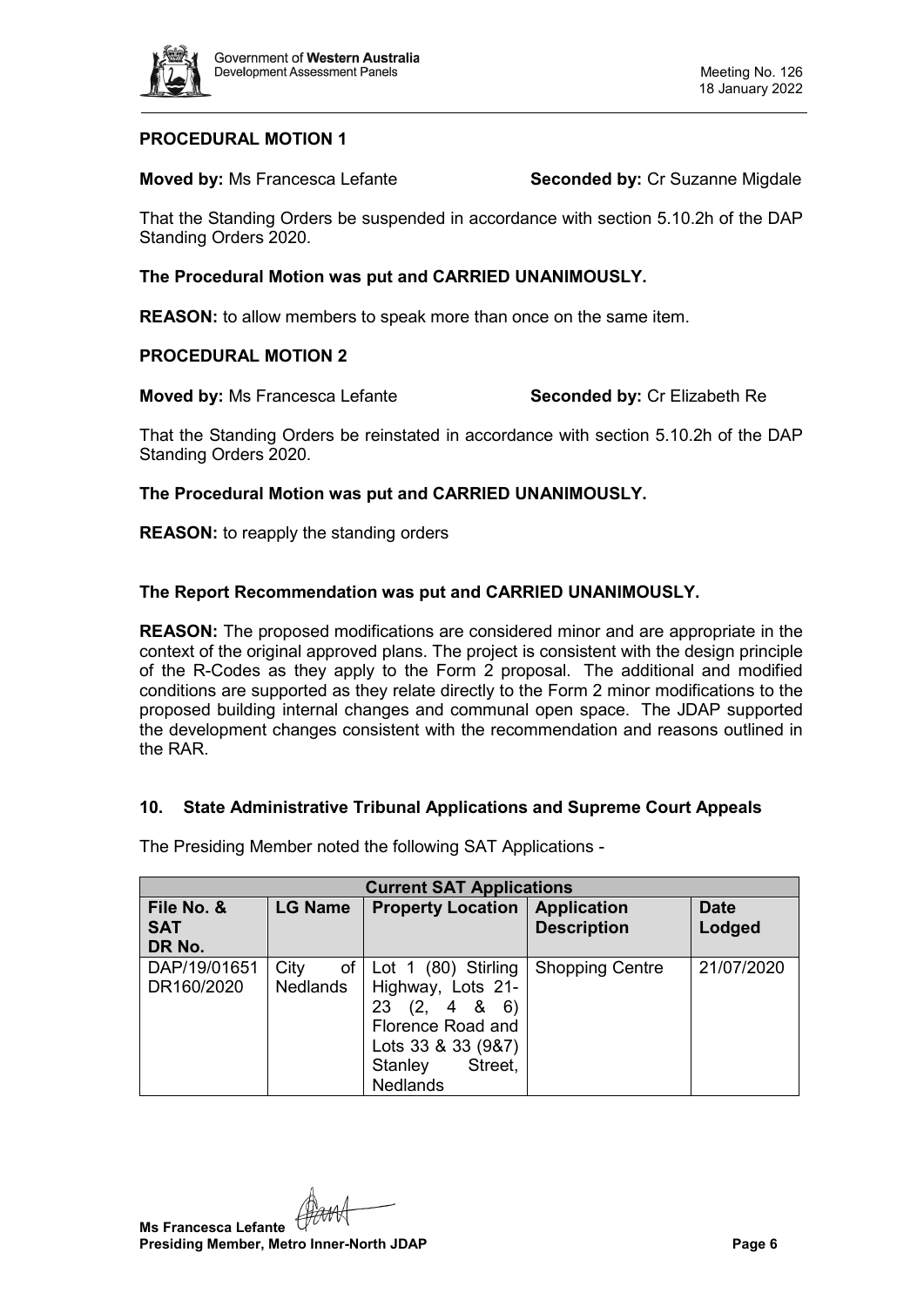**PROCEDURAL MOTION 1**

**Moved by:** Ms Francesca Lefante **Seconded by:** Cr Suzanne Migdale

That the Standing Orders be suspended in accordance with section 5.10.2h of the DAP Standing Orders 2020.

**The Procedural Motion was put and CARRIED UNANIMOUSLY.**

**REASON:** to allow members to speak more than once on the same item.

**PROCEDURAL MOTION 2**

**Moved by:** Ms Francesca Lefante **Seconded by:** Cr Elizabeth Re

That the Standing Orders be reinstated in accordance with section 5.10.2h of the DAP Standing Orders 2020.

**The Procedural Motion was put and CARRIED UNANIMOUSLY.**

**REASON:** to reapply the standing orders

**The Report Recommendation was put and CARRIED UNANIMOUSLY.**

**REASON:** The proposed modifications are considered minor and are appropriate in the context of the original approved plans. The project is consistent with the design principle of the R-Codes as they apply to the Form 2 proposal. The additional and modified conditions are supported as they relate directly to the Form 2 minor modifications to the proposed building internal changes and communal open space. The JDAP supported the development changes consistent with the recommendation and reasons outlined in the RAR.

## 10. State Administrative Tribunal Applications and Supreme Court Appeals

The Presiding Member noted the following SAT Applications -

| **Current SAT Applications** | | | | |
|---|---|---|---|---|
| **File No. & SAT DR No.** | **LG Name** | **Property Location** | **Application Description** | **Date Lodged** |
| DAP/19/01651 DR160/2020 | City of Nedlands | Lot 1 (80) Stirling Highway, Lots 21-23 (2, 4 & 6) Florence Road and Lots 33 & 33 (9&7) Stanley Street, Nedlands | Shopping Centre | 21/07/2020 |

**Ms Francesca Lefante**
**Presiding Member, Metro Inner-North JDAP**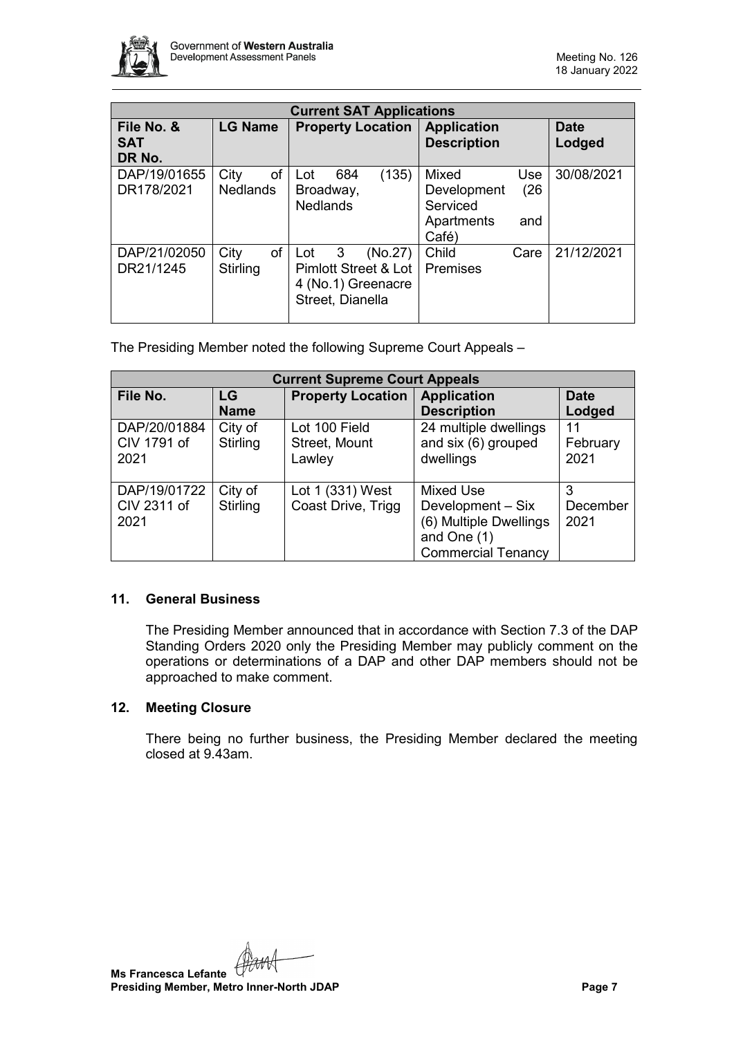| Current SAT Applications | | | | |
|---|---|---|---|---|
| File No. & SAT DR No. | LG Name | Property Location | Application Description | Date Lodged |
| DAP/19/01655 DR178/2021 | City of Nedlands | Lot 684 (135) Broadway, Nedlands | Mixed Use Development (26 Serviced Apartments and Café) | 30/08/2021 |
| DAP/21/02050 DR21/1245 | City of Stirling | Lot 3 (No.27) Pimlott Street & Lot 4 (No.1) Greenacre Street, Dianella | Child Care Premises | 21/12/2021 |

The Presiding Member noted the following Supreme Court Appeals –

| Current Supreme Court Appeals | | | | |
|---|---|---|---|---|
| File No. | LG Name | Property Location | Application Description | Date Lodged |
| DAP/20/01884 CIV 1791 of 2021 | City of Stirling | Lot 100 Field Street, Mount Lawley | 24 multiple dwellings and six (6) grouped dwellings | 11 February 2021 |
| DAP/19/01722 CIV 2311 of 2021 | City of Stirling | Lot 1 (331) West Coast Drive, Trigg | Mixed Use Development – Six (6) Multiple Dwellings and One (1) Commercial Tenancy | 3 December 2021 |

## 11. General Business

The Presiding Member announced that in accordance with Section 7.3 of the DAP Standing Orders 2020 only the Presiding Member may publicly comment on the operations or determinations of a DAP and other DAP members should not be approached to make comment.

## 12. Meeting Closure

There being no further business, the Presiding Member declared the meeting closed at 9.43am.

**Ms Francesca Lefante**
**Presiding Member, Metro Inner-North JDAP**